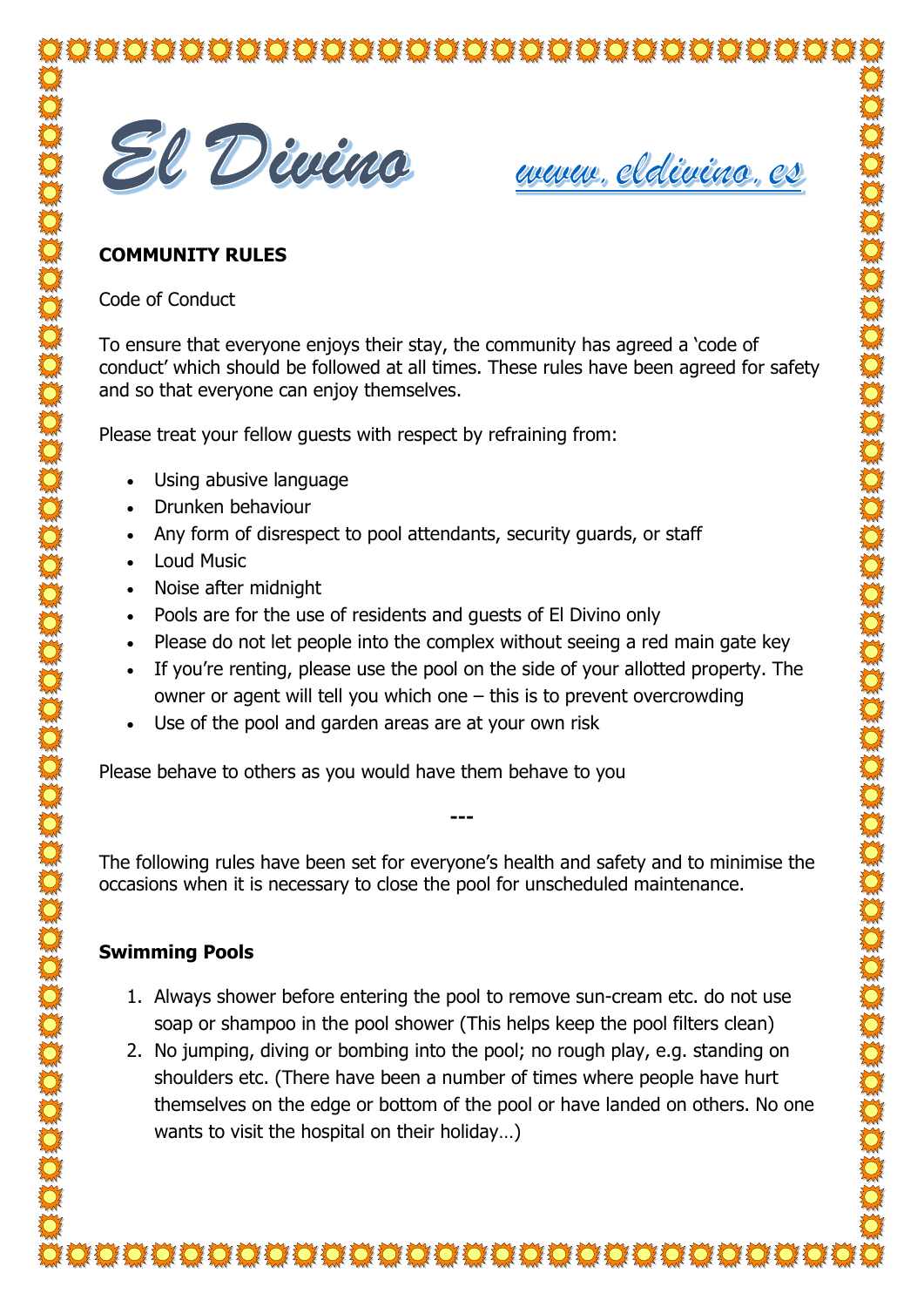# El Divino

www.eldivino.es

**COMMUNITY RULES**

Code of Conduct

To ensure that everyone enjoys their stay, the community has agreed a 'code of conduct' which should be followed at all times. These rules have been agreed for safety and so that everyone can enjoy themselves.

Please treat your fellow guests with respect by refraining from:

- Using abusive language
- Drunken behaviour
- Any form of disrespect to pool attendants, security guards, or staff
- Loud Music
- Noise after midnight
- Pools are for the use of residents and guests of El Divino only
- Please do not let people into the complex without seeing a red main gate key
- If you're renting, please use the pool on the side of your allotted property. The owner or agent will tell you which one – this is to prevent overcrowding
- Use of the pool and garden areas are at your own risk

Please behave to others as you would have them behave to you

**---**

The following rules have been set for everyone's health and safety and to minimise the occasions when it is necessary to close the pool for unscheduled maintenance.

**Swimming Pools**

1. Always shower before entering the pool to remove sun-cream etc. do not use soap or shampoo in the pool shower (This helps keep the pool filters clean)
2. No jumping, diving or bombing into the pool; no rough play, e.g. standing on shoulders etc. (There have been a number of times where people have hurt themselves on the edge or bottom of the pool or have landed on others. No one wants to visit the hospital on their holiday…)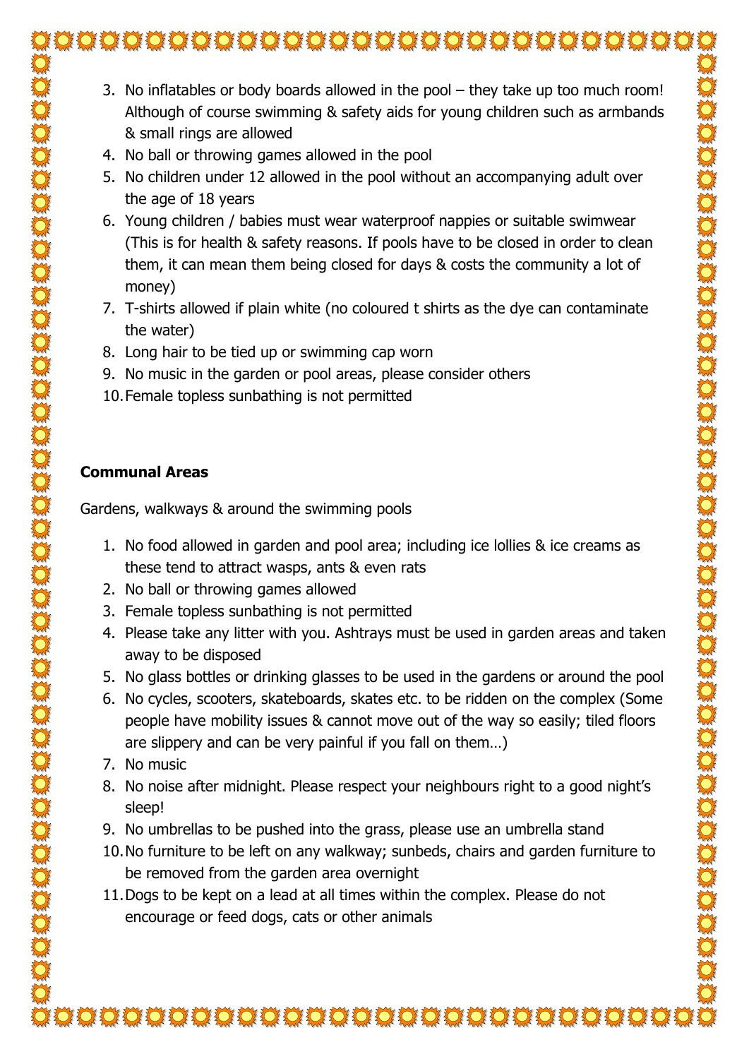3. No inflatables or body boards allowed in the pool – they take up too much room! Although of course swimming & safety aids for young children such as armbands & small rings are allowed
4. No ball or throwing games allowed in the pool
5. No children under 12 allowed in the pool without an accompanying adult over the age of 18 years
6. Young children / babies must wear waterproof nappies or suitable swimwear (This is for health & safety reasons. If pools have to be closed in order to clean them, it can mean them being closed for days & costs the community a lot of money)
7. T-shirts allowed if plain white (no coloured t shirts as the dye can contaminate the water)
8. Long hair to be tied up or swimming cap worn
9. No music in the garden or pool areas, please consider others
10. Female topless sunbathing is not permitted

**Communal Areas**

Gardens, walkways & around the swimming pools

1. No food allowed in garden and pool area; including ice lollies & ice creams as these tend to attract wasps, ants & even rats
2. No ball or throwing games allowed
3. Female topless sunbathing is not permitted
4. Please take any litter with you. Ashtrays must be used in garden areas and taken away to be disposed
5. No glass bottles or drinking glasses to be used in the gardens or around the pool
6. No cycles, scooters, skateboards, skates etc. to be ridden on the complex (Some people have mobility issues & cannot move out of the way so easily; tiled floors are slippery and can be very painful if you fall on them…)
7. No music
8. No noise after midnight. Please respect your neighbours right to a good night's sleep!
9. No umbrellas to be pushed into the grass, please use an umbrella stand
10. No furniture to be left on any walkway; sunbeds, chairs and garden furniture to be removed from the garden area overnight
11. Dogs to be kept on a lead at all times within the complex. Please do not encourage or feed dogs, cats or other animals